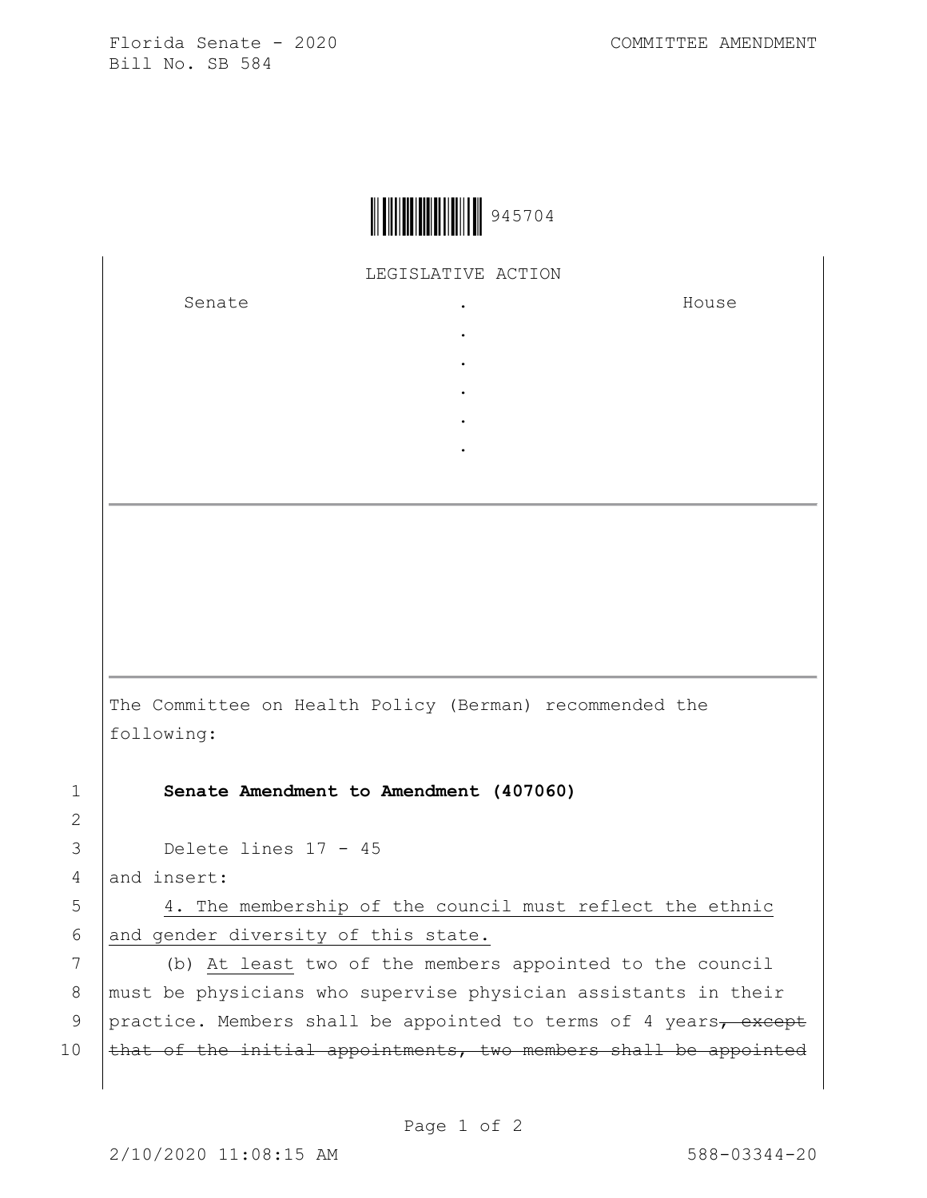Florida Senate - 2020 COMMITTEE AMENDMENT
Bill No. SB 584

945704

LEGISLATIVE ACTION

| Senate | . | House |
|---|---|---|
| | . | |
| | . | |
| | . | |
| | . | |
| | . | |

The Committee on Health Policy (Berman) recommended the following:

1 **Senate Amendment to Amendment (407060)**
2
3 Delete lines 17 - 45
4 and insert:
5 <u>4. The membership of the council must reflect the ethnic</u>
6 <u>and gender diversity of this state.</u>
7 (b) <u>At least</u> two of the members appointed to the council
8 must be physicians who supervise physician assistants in their
9 practice. Members shall be appointed to terms of 4 years~~, except~~
10 ~~that of the initial appointments, two members shall be appointed~~

2/10/2020 11:08:15 AM 588-03344-20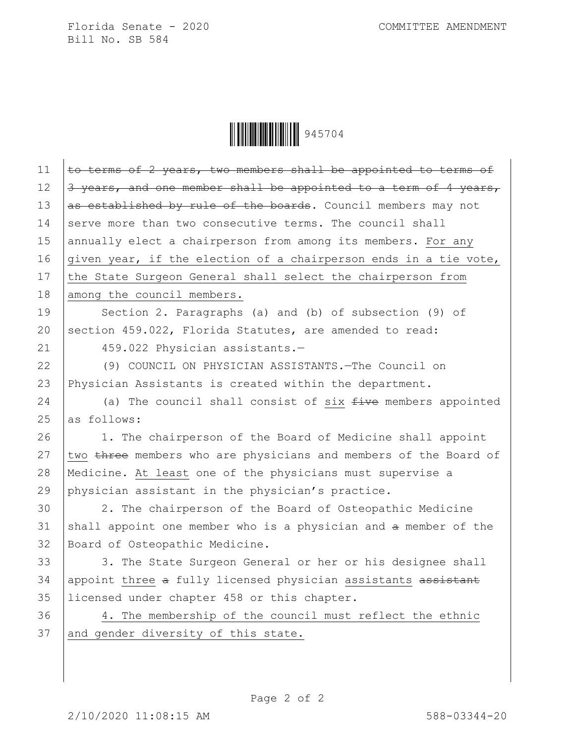~~to terms of 2 years, two members shall be appointed to terms of 3 years, and one member shall be appointed to a term of 4 years, as established by rule of the boards~~. Council members may not serve more than two consecutive terms. The council shall annually elect a chairperson from among its members. For any given year, if the election of a chairperson ends in a tie vote, the State Surgeon General shall select the chairperson from among the council members.

Section 2. Paragraphs (a) and (b) of subsection (9) of section 459.022, Florida Statutes, are amended to read:

459.022 Physician assistants.—

(9) COUNCIL ON PHYSICIAN ASSISTANTS.—The Council on Physician Assistants is created within the department.

(a) The council shall consist of six ~~five~~ members appointed as follows:

1. The chairperson of the Board of Medicine shall appoint two ~~three~~ members who are physicians and members of the Board of Medicine. At least one of the physicians must supervise a physician assistant in the physician's practice.

2. The chairperson of the Board of Osteopathic Medicine shall appoint one member who is a physician and ~~a~~ member of the Board of Osteopathic Medicine.

3. The State Surgeon General or her or his designee shall appoint three ~~a~~ fully licensed physician assistants ~~assistant~~ licensed under chapter 458 or this chapter.

4. The membership of the council must reflect the ethnic and gender diversity of this state.